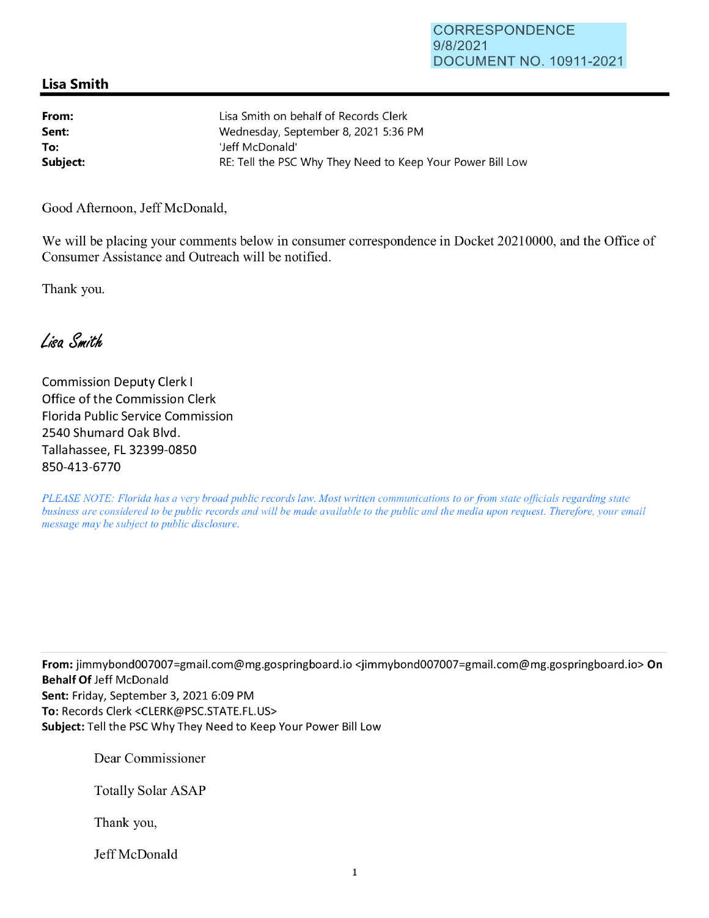CORRESPONDENCE
9/8/2021
DOCUMENT NO. 10911-2021

## Lisa Smith

| | |
|---|---|
| **From:** | Lisa Smith on behalf of Records Clerk |
| **Sent:** | Wednesday, September 8, 2021 5:36 PM |
| **To:** | 'Jeff McDonald' |
| **Subject:** | RE: Tell the PSC Why They Need to Keep Your Power Bill Low |

Good Afternoon, Jeff McDonald,

We will be placing your comments below in consumer correspondence in Docket 20210000, and the Office of Consumer Assistance and Outreach will be notified.

Thank you.

*Lisa Smith*

Commission Deputy Clerk I
Office of the Commission Clerk
Florida Public Service Commission
2540 Shumard Oak Blvd.
Tallahassee, FL 32399-0850
850-413-6770

*PLEASE NOTE: Florida has a very broad public records law. Most written communications to or from state officials regarding state business are considered to be public records and will be made available to the public and the media upon request. Therefore, your email message may be subject to public disclosure.*

---

**From:** jimmybond007007=gmail.com@mg.gospringboard.io <jimmybond007007=gmail.com@mg.gospringboard.io> **On Behalf Of** Jeff McDonald
**Sent:** Friday, September 3, 2021 6:09 PM
**To:** Records Clerk <CLERK@PSC.STATE.FL.US>
**Subject:** Tell the PSC Why They Need to Keep Your Power Bill Low

Dear Commissioner

Totally Solar ASAP

Thank you,

Jeff McDonald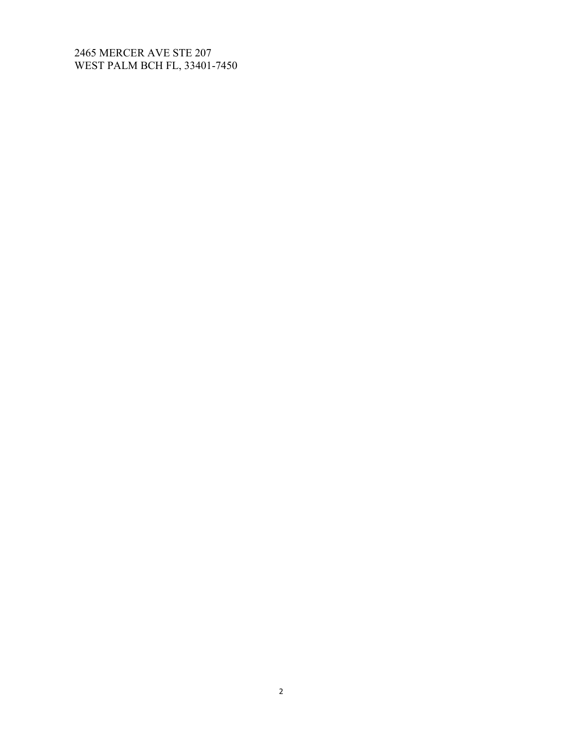2465 MERCER AVE STE 207
WEST PALM BCH FL, 33401-7450